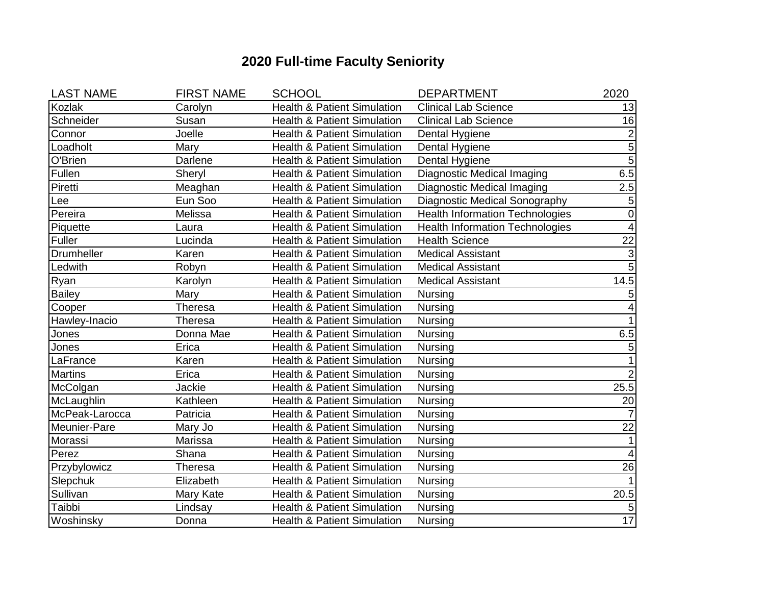# 2020 Full-time Faculty Seniority

| LAST NAME | FIRST NAME | SCHOOL | DEPARTMENT | 2020 |
|---|---|---|---|---|
| Kozlak | Carolyn | Health & Patient Simulation | Clinical Lab Science | 13 |
| Schneider | Susan | Health & Patient Simulation | Clinical Lab Science | 16 |
| Connor | Joelle | Health & Patient Simulation | Dental Hygiene | 2 |
| Loadholt | Mary | Health & Patient Simulation | Dental Hygiene | 5 |
| O'Brien | Darlene | Health & Patient Simulation | Dental Hygiene | 5 |
| Fullen | Sheryl | Health & Patient Simulation | Diagnostic Medical Imaging | 6.5 |
| Piretti | Meaghan | Health & Patient Simulation | Diagnostic Medical Imaging | 2.5 |
| Lee | Eun Soo | Health & Patient Simulation | Diagnostic Medical Sonography | 5 |
| Pereira | Melissa | Health & Patient Simulation | Health Information Technologies | 0 |
| Piquette | Laura | Health & Patient Simulation | Health Information Technologies | 4 |
| Fuller | Lucinda | Health & Patient Simulation | Health Science | 22 |
| Drumheller | Karen | Health & Patient Simulation | Medical Assistant | 3 |
| Ledwith | Robyn | Health & Patient Simulation | Medical Assistant | 5 |
| Ryan | Karolyn | Health & Patient Simulation | Medical Assistant | 14.5 |
| Bailey | Mary | Health & Patient Simulation | Nursing | 5 |
| Cooper | Theresa | Health & Patient Simulation | Nursing | 4 |
| Hawley-Inacio | Theresa | Health & Patient Simulation | Nursing | 1 |
| Jones | Donna Mae | Health & Patient Simulation | Nursing | 6.5 |
| Jones | Erica | Health & Patient Simulation | Nursing | 5 |
| LaFrance | Karen | Health & Patient Simulation | Nursing | 1 |
| Martins | Erica | Health & Patient Simulation | Nursing | 2 |
| McColgan | Jackie | Health & Patient Simulation | Nursing | 25.5 |
| McLaughlin | Kathleen | Health & Patient Simulation | Nursing | 20 |
| McPeak-Larocca | Patricia | Health & Patient Simulation | Nursing | 7 |
| Meunier-Pare | Mary Jo | Health & Patient Simulation | Nursing | 22 |
| Morassi | Marissa | Health & Patient Simulation | Nursing | 1 |
| Perez | Shana | Health & Patient Simulation | Nursing | 4 |
| Przybylowicz | Theresa | Health & Patient Simulation | Nursing | 26 |
| Slepchuk | Elizabeth | Health & Patient Simulation | Nursing | 1 |
| Sullivan | Mary Kate | Health & Patient Simulation | Nursing | 20.5 |
| Taibbi | Lindsay | Health & Patient Simulation | Nursing | 5 |
| Woshinsky | Donna | Health & Patient Simulation | Nursing | 17 |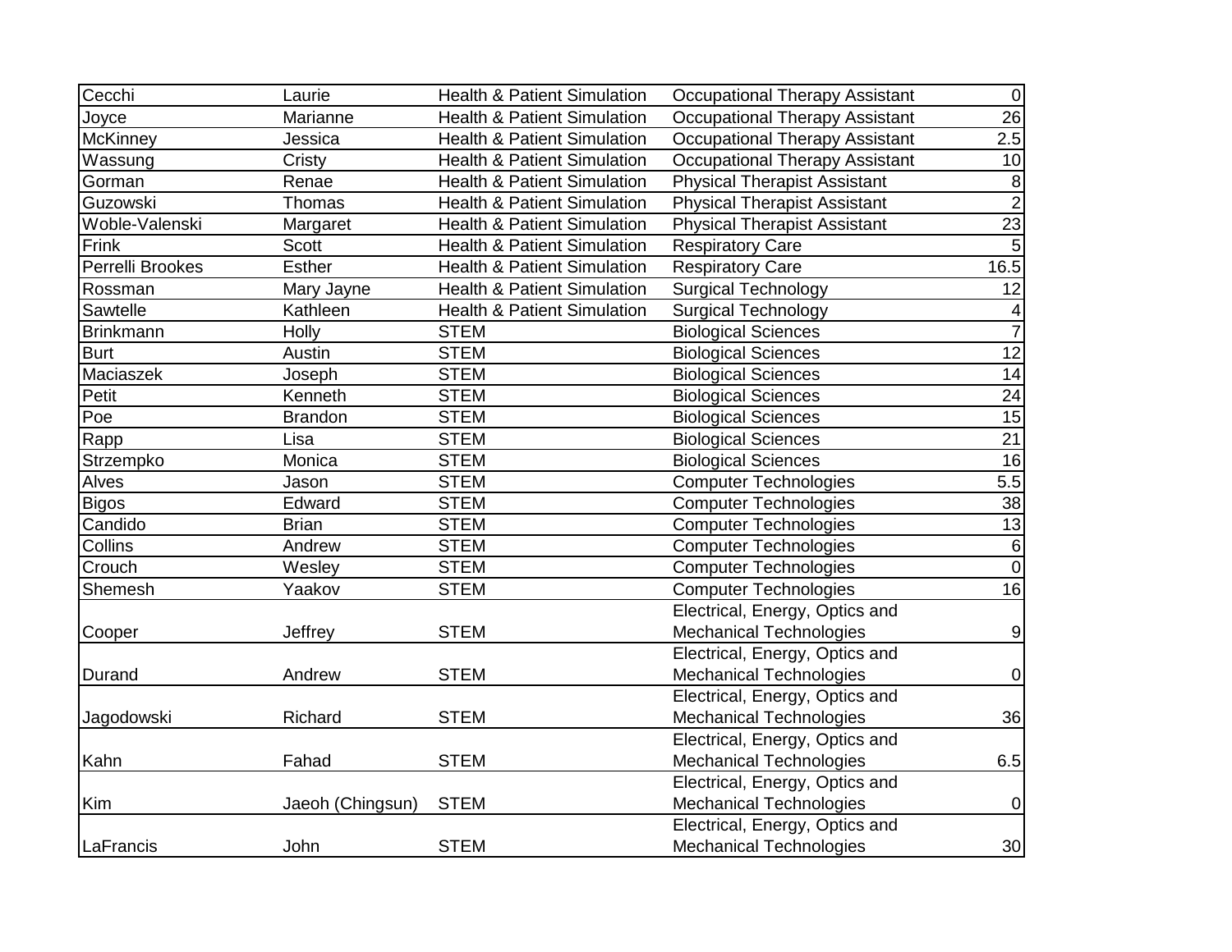| Cecchi | Laurie | Health & Patient Simulation | Occupational Therapy Assistant | 0 |
|---|---|---|---|---|
| Joyce | Marianne | Health & Patient Simulation | Occupational Therapy Assistant | 26 |
| McKinney | Jessica | Health & Patient Simulation | Occupational Therapy Assistant | 2.5 |
| Wassung | Cristy | Health & Patient Simulation | Occupational Therapy Assistant | 10 |
| Gorman | Renae | Health & Patient Simulation | Physical Therapist Assistant | 8 |
| Guzowski | Thomas | Health & Patient Simulation | Physical Therapist Assistant | 2 |
| Woble-Valenski | Margaret | Health & Patient Simulation | Physical Therapist Assistant | 23 |
| Frink | Scott | Health & Patient Simulation | Respiratory Care | 5 |
| Perrelli Brookes | Esther | Health & Patient Simulation | Respiratory Care | 16.5 |
| Rossman | Mary Jayne | Health & Patient Simulation | Surgical Technology | 12 |
| Sawtelle | Kathleen | Health & Patient Simulation | Surgical Technology | 4 |
| Brinkmann | Holly | STEM | Biological Sciences | 7 |
| Burt | Austin | STEM | Biological Sciences | 12 |
| Maciaszek | Joseph | STEM | Biological Sciences | 14 |
| Petit | Kenneth | STEM | Biological Sciences | 24 |
| Poe | Brandon | STEM | Biological Sciences | 15 |
| Rapp | Lisa | STEM | Biological Sciences | 21 |
| Strzempko | Monica | STEM | Biological Sciences | 16 |
| Alves | Jason | STEM | Computer Technologies | 5.5 |
| Bigos | Edward | STEM | Computer Technologies | 38 |
| Candido | Brian | STEM | Computer Technologies | 13 |
| Collins | Andrew | STEM | Computer Technologies | 6 |
| Crouch | Wesley | STEM | Computer Technologies | 0 |
| Shemesh | Yaakov | STEM | Computer Technologies | 16 |
| Cooper | Jeffrey | STEM | Electrical, Energy, Optics and Mechanical Technologies | 9 |
| Durand | Andrew | STEM | Electrical, Energy, Optics and Mechanical Technologies | 0 |
| Jagodowski | Richard | STEM | Electrical, Energy, Optics and Mechanical Technologies | 36 |
| Kahn | Fahad | STEM | Electrical, Energy, Optics and Mechanical Technologies | 6.5 |
| Kim | Jaeoh (Chingsun) | STEM | Electrical, Energy, Optics and Mechanical Technologies | 0 |
| LaFrancis | John | STEM | Electrical, Energy, Optics and Mechanical Technologies | 30 |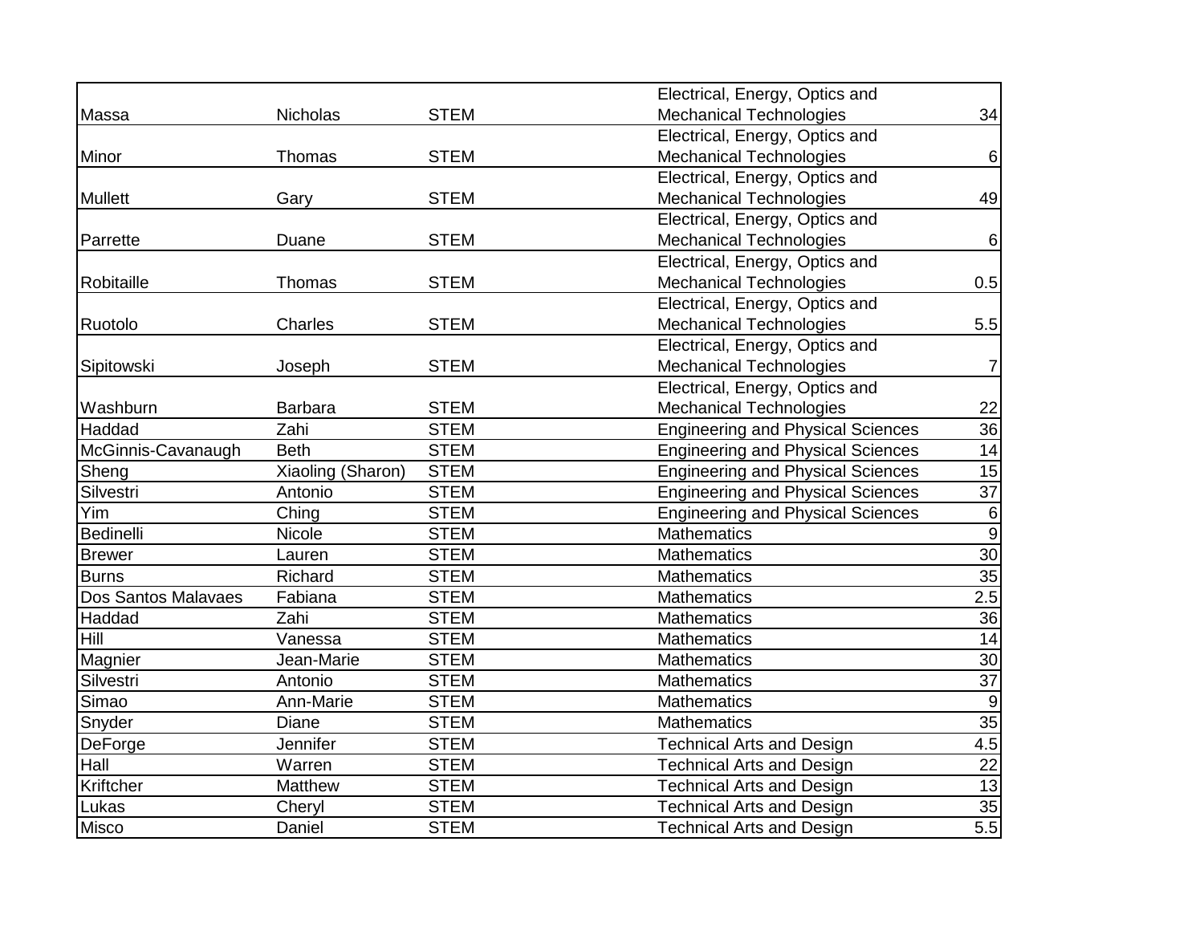| | | | | |
|---|---|---|---|---|
| Massa | Nicholas | STEM | Electrical, Energy, Optics and Mechanical Technologies | 34 |
| Minor | Thomas | STEM | Electrical, Energy, Optics and Mechanical Technologies | 6 |
| Mullett | Gary | STEM | Electrical, Energy, Optics and Mechanical Technologies | 49 |
| Parrette | Duane | STEM | Electrical, Energy, Optics and Mechanical Technologies | 6 |
| Robitaille | Thomas | STEM | Electrical, Energy, Optics and Mechanical Technologies | 0.5 |
| Ruotolo | Charles | STEM | Electrical, Energy, Optics and Mechanical Technologies | 5.5 |
| Sipitowski | Joseph | STEM | Electrical, Energy, Optics and Mechanical Technologies | 7 |
| Washburn | Barbara | STEM | Electrical, Energy, Optics and Mechanical Technologies | 22 |
| Haddad | Zahi | STEM | Engineering and Physical Sciences | 36 |
| McGinnis-Cavanaugh | Beth | STEM | Engineering and Physical Sciences | 14 |
| Sheng | Xiaoling (Sharon) | STEM | Engineering and Physical Sciences | 15 |
| Silvestri | Antonio | STEM | Engineering and Physical Sciences | 37 |
| Yim | Ching | STEM | Engineering and Physical Sciences | 6 |
| Bedinelli | Nicole | STEM | Mathematics | 9 |
| Brewer | Lauren | STEM | Mathematics | 30 |
| Burns | Richard | STEM | Mathematics | 35 |
| Dos Santos Malavaes | Fabiana | STEM | Mathematics | 2.5 |
| Haddad | Zahi | STEM | Mathematics | 36 |
| Hill | Vanessa | STEM | Mathematics | 14 |
| Magnier | Jean-Marie | STEM | Mathematics | 30 |
| Silvestri | Antonio | STEM | Mathematics | 37 |
| Simao | Ann-Marie | STEM | Mathematics | 9 |
| Snyder | Diane | STEM | Mathematics | 35 |
| DeForge | Jennifer | STEM | Technical Arts and Design | 4.5 |
| Hall | Warren | STEM | Technical Arts and Design | 22 |
| Kriftcher | Matthew | STEM | Technical Arts and Design | 13 |
| Lukas | Cheryl | STEM | Technical Arts and Design | 35 |
| Misco | Daniel | STEM | Technical Arts and Design | 5.5 |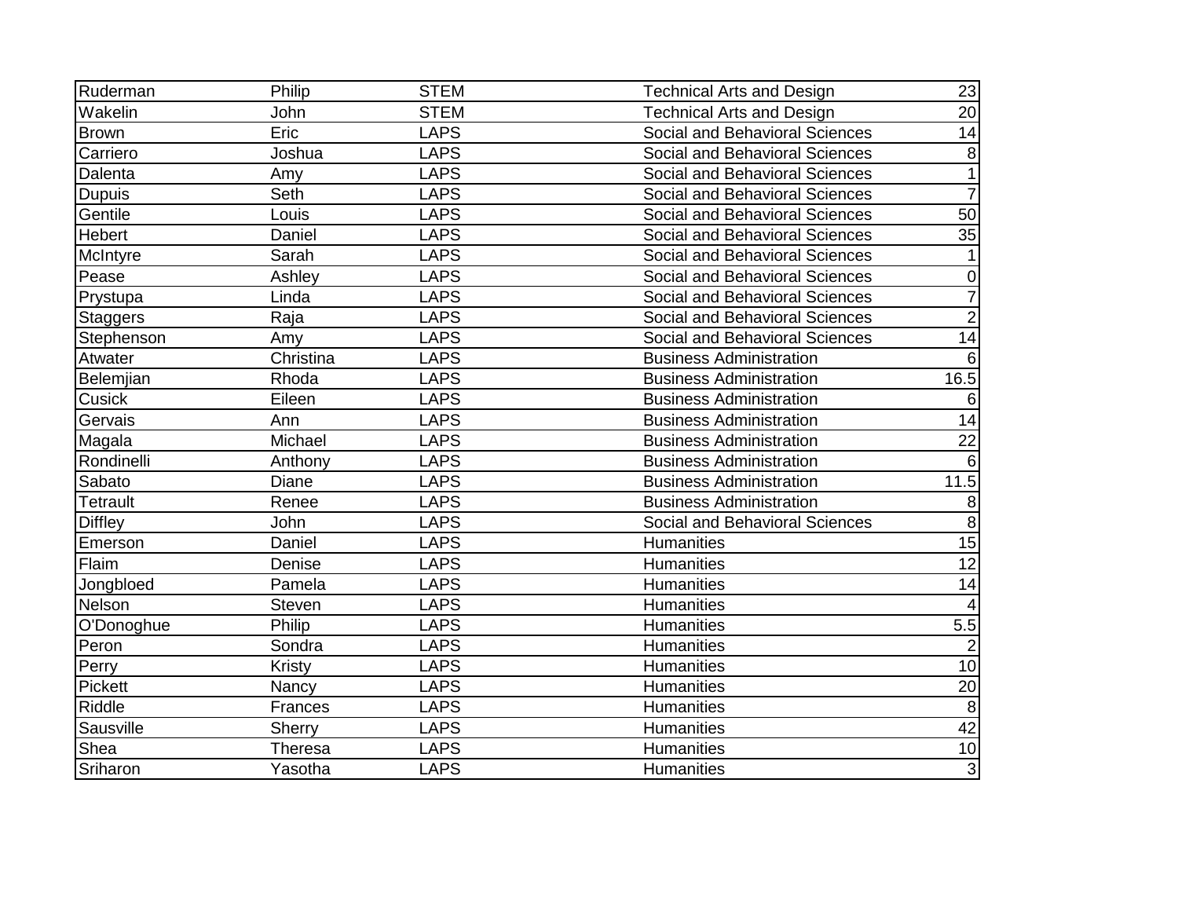| | | | | |
|---|---|---|---|---|
| Ruderman | Philip | STEM | Technical Arts and Design | 23 |
| Wakelin | John | STEM | Technical Arts and Design | 20 |
| Brown | Eric | LAPS | Social and Behavioral Sciences | 14 |
| Carriero | Joshua | LAPS | Social and Behavioral Sciences | 8 |
| Dalenta | Amy | LAPS | Social and Behavioral Sciences | 1 |
| Dupuis | Seth | LAPS | Social and Behavioral Sciences | 7 |
| Gentile | Louis | LAPS | Social and Behavioral Sciences | 50 |
| Hebert | Daniel | LAPS | Social and Behavioral Sciences | 35 |
| McIntyre | Sarah | LAPS | Social and Behavioral Sciences | 1 |
| Pease | Ashley | LAPS | Social and Behavioral Sciences | 0 |
| Prystupa | Linda | LAPS | Social and Behavioral Sciences | 7 |
| Staggers | Raja | LAPS | Social and Behavioral Sciences | 2 |
| Stephenson | Amy | LAPS | Social and Behavioral Sciences | 14 |
| Atwater | Christina | LAPS | Business Administration | 6 |
| Belemjian | Rhoda | LAPS | Business Administration | 16.5 |
| Cusick | Eileen | LAPS | Business Administration | 6 |
| Gervais | Ann | LAPS | Business Administration | 14 |
| Magala | Michael | LAPS | Business Administration | 22 |
| Rondinelli | Anthony | LAPS | Business Administration | 6 |
| Sabato | Diane | LAPS | Business Administration | 11.5 |
| Tetrault | Renee | LAPS | Business Administration | 8 |
| Diffley | John | LAPS | Social and Behavioral Sciences | 8 |
| Emerson | Daniel | LAPS | Humanities | 15 |
| Flaim | Denise | LAPS | Humanities | 12 |
| Jongbloed | Pamela | LAPS | Humanities | 14 |
| Nelson | Steven | LAPS | Humanities | 4 |
| O'Donoghue | Philip | LAPS | Humanities | 5.5 |
| Peron | Sondra | LAPS | Humanities | 2 |
| Perry | Kristy | LAPS | Humanities | 10 |
| Pickett | Nancy | LAPS | Humanities | 20 |
| Riddle | Frances | LAPS | Humanities | 8 |
| Sausville | Sherry | LAPS | Humanities | 42 |
| Shea | Theresa | LAPS | Humanities | 10 |
| Sriharon | Yasotha | LAPS | Humanities | 3 |